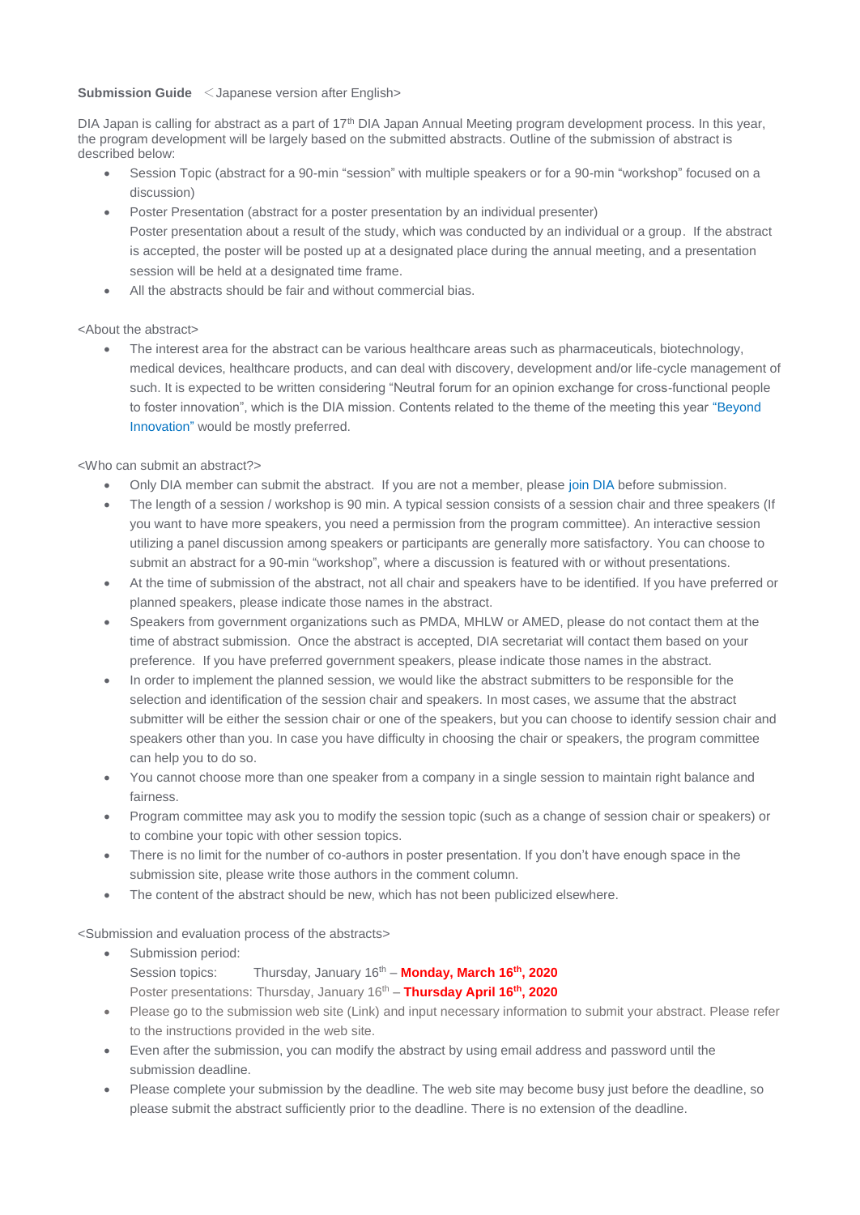**Submission Guide** ＜Japanese version after English>

DIA Japan is calling for abstract as a part of 17th DIA Japan Annual Meeting program development process. In this year, the program development will be largely based on the submitted abstracts. Outline of the submission of abstract is described below:

- Session Topic (abstract for a 90-min “session” with multiple speakers or for a 90-min “workshop” focused on a discussion)
- Poster Presentation (abstract for a poster presentation by an individual presenter)
  Poster presentation about a result of the study, which was conducted by an individual or a group. If the abstract is accepted, the poster will be posted up at a designated place during the annual meeting, and a presentation session will be held at a designated time frame.
- All the abstracts should be fair and without commercial bias.

<About the abstract>

- The interest area for the abstract can be various healthcare areas such as pharmaceuticals, biotechnology, medical devices, healthcare products, and can deal with discovery, development and/or life-cycle management of such. It is expected to be written considering “Neutral forum for an opinion exchange for cross-functional people to foster innovation”, which is the DIA mission. Contents related to the theme of the meeting this year “Beyond Innovation” would be mostly preferred.

<Who can submit an abstract?>

- Only DIA member can submit the abstract. If you are not a member, please join DIA before submission.
- The length of a session / workshop is 90 min. A typical session consists of a session chair and three speakers (If you want to have more speakers, you need a permission from the program committee). An interactive session utilizing a panel discussion among speakers or participants are generally more satisfactory. You can choose to submit an abstract for a 90-min “workshop”, where a discussion is featured with or without presentations.
- At the time of submission of the abstract, not all chair and speakers have to be identified. If you have preferred or planned speakers, please indicate those names in the abstract.
- Speakers from government organizations such as PMDA, MHLW or AMED, please do not contact them at the time of abstract submission. Once the abstract is accepted, DIA secretariat will contact them based on your preference. If you have preferred government speakers, please indicate those names in the abstract.
- In order to implement the planned session, we would like the abstract submitters to be responsible for the selection and identification of the session chair and speakers. In most cases, we assume that the abstract submitter will be either the session chair or one of the speakers, but you can choose to identify session chair and speakers other than you. In case you have difficulty in choosing the chair or speakers, the program committee can help you to do so.
- You cannot choose more than one speaker from a company in a single session to maintain right balance and fairness.
- Program committee may ask you to modify the session topic (such as a change of session chair or speakers) or to combine your topic with other session topics.
- There is no limit for the number of co-authors in poster presentation. If you don’t have enough space in the submission site, please write those authors in the comment column.
- The content of the abstract should be new, which has not been publicized elsewhere.

<Submission and evaluation process of the abstracts>

- Submission period:
  Session topics: Thursday, January 16th – **Monday, March 16th, 2020**
  Poster presentations: Thursday, January 16th – **Thursday April 16th, 2020**
- Please go to the submission web site (Link) and input necessary information to submit your abstract. Please refer to the instructions provided in the web site.
- Even after the submission, you can modify the abstract by using email address and password until the submission deadline.
- Please complete your submission by the deadline. The web site may become busy just before the deadline, so please submit the abstract sufficiently prior to the deadline. There is no extension of the deadline.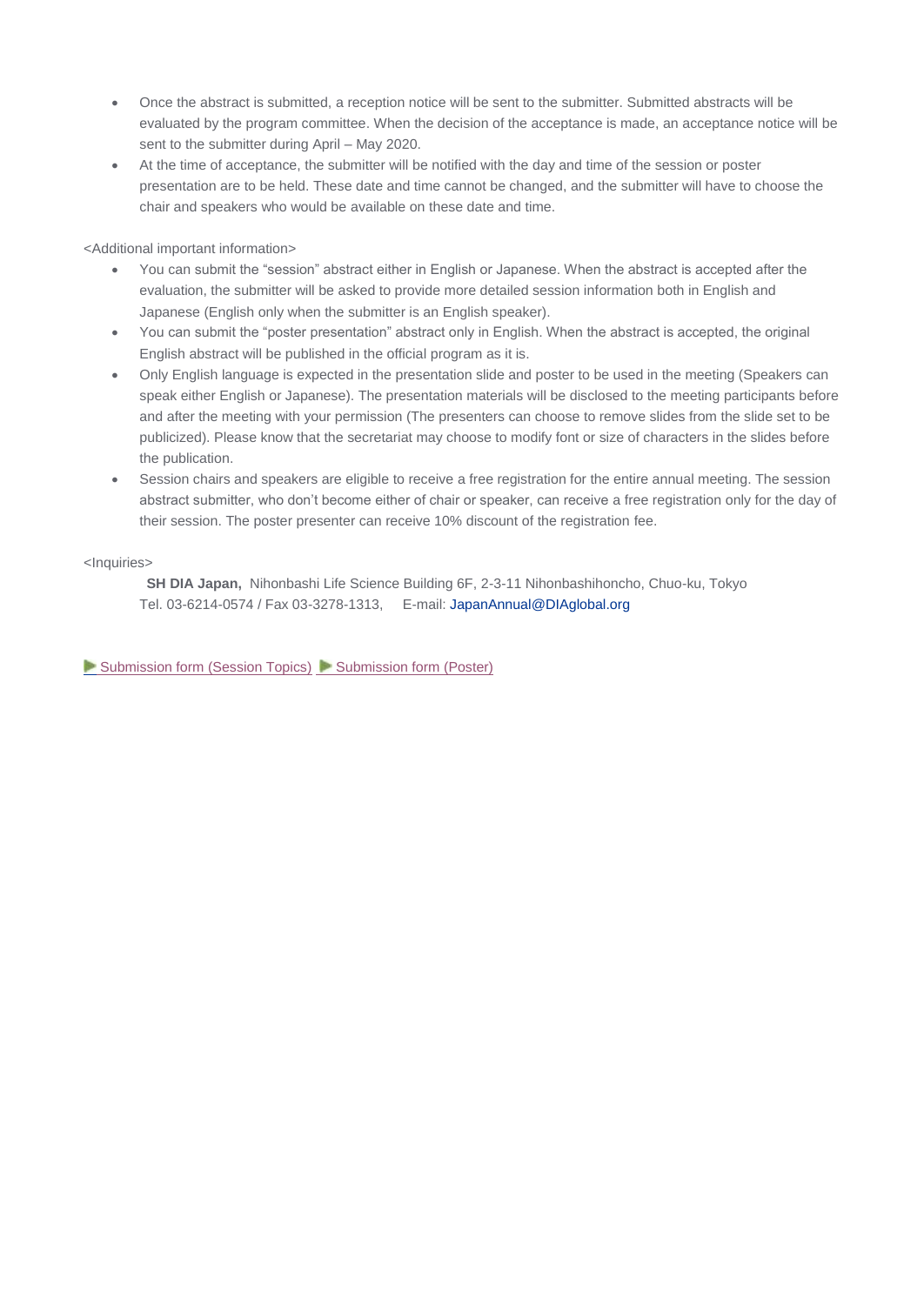- Once the abstract is submitted, a reception notice will be sent to the submitter. Submitted abstracts will be evaluated by the program committee. When the decision of the acceptance is made, an acceptance notice will be sent to the submitter during April – May 2020.
- At the time of acceptance, the submitter will be notified with the day and time of the session or poster presentation are to be held. These date and time cannot be changed, and the submitter will have to choose the chair and speakers who would be available on these date and time.

<Additional important information>

- You can submit the "session" abstract either in English or Japanese. When the abstract is accepted after the evaluation, the submitter will be asked to provide more detailed session information both in English and Japanese (English only when the submitter is an English speaker).
- You can submit the "poster presentation" abstract only in English. When the abstract is accepted, the original English abstract will be published in the official program as it is.
- Only English language is expected in the presentation slide and poster to be used in the meeting (Speakers can speak either English or Japanese). The presentation materials will be disclosed to the meeting participants before and after the meeting with your permission (The presenters can choose to remove slides from the slide set to be publicized). Please know that the secretariat may choose to modify font or size of characters in the slides before the publication.
- Session chairs and speakers are eligible to receive a free registration for the entire annual meeting. The session abstract submitter, who don't become either of chair or speaker, can receive a free registration only for the day of their session. The poster presenter can receive 10% discount of the registration fee.

<Inquiries>

**SH DIA Japan,** Nihonbashi Life Science Building 6F, 2-3-11 Nihonbashihoncho, Chuo-ku, Tokyo
Tel. 03-6214-0574 / Fax 03-3278-1313, E-mail: JapanAnnual@DIAglobal.org

Submission form (Session Topics) Submission form (Poster)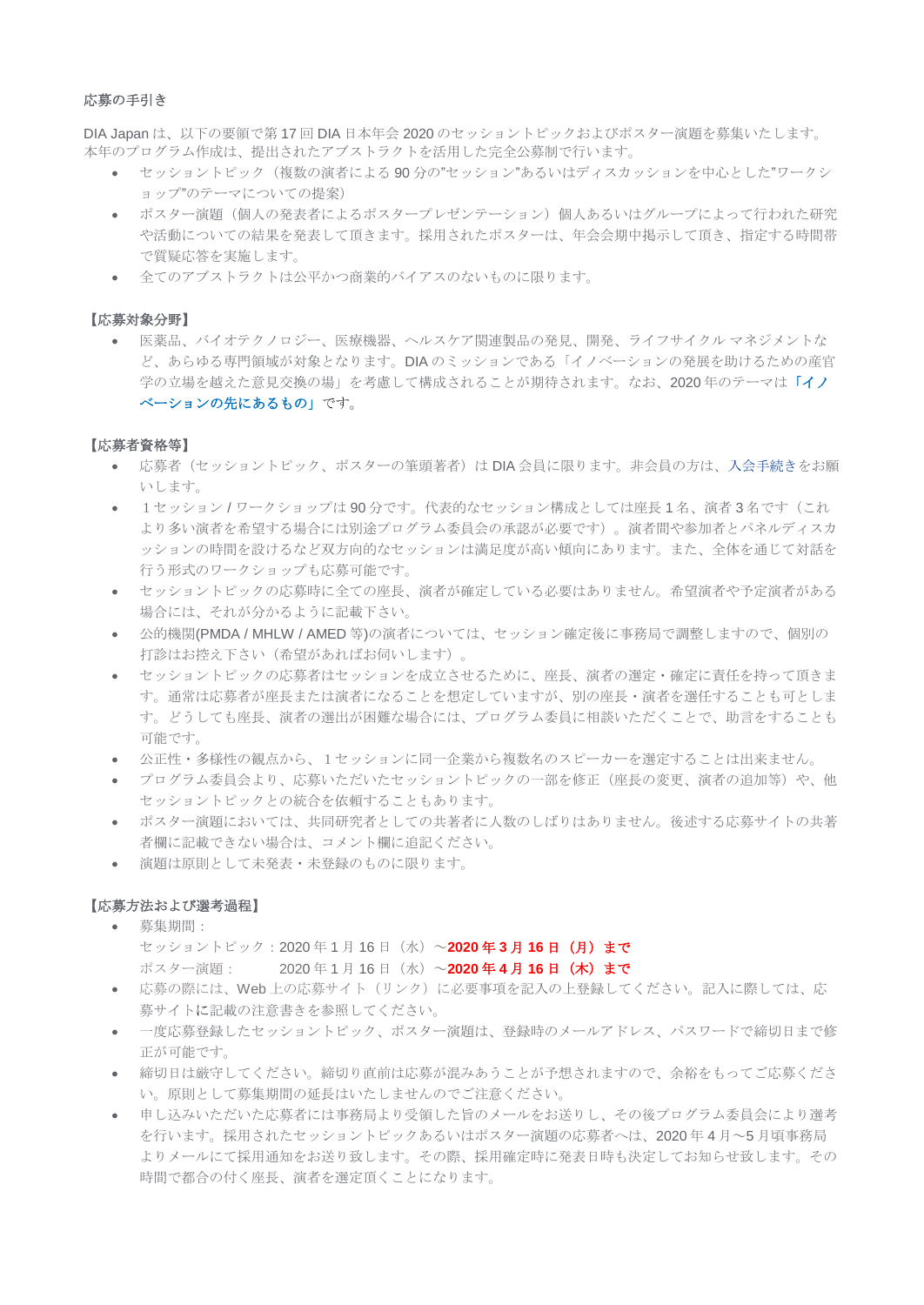応募の手引き

DIA Japan は、以下の要領で第 17 回 DIA 日本年会 2020 のセッショントピックおよびポスター演題を募集いたします。本年のプログラム作成は、提出されたアブストラクトを活用した完全公募制で行います。

- セッショントピック（複数の演者による 90 分の"セッション"あるいはディスカッションを中心とした"ワークショップ"のテーマについての提案）
- ポスター演題（個人の発表者によるポスタープレゼンテーション）個人あるいはグループによって行われた研究や活動についての結果を発表して頂きます。採用されたポスターは、年会会期中掲示して頂き、指定する時間帯で質疑応答を実施します。
- 全てのアブストラクトは公平かつ商業的バイアスのないものに限ります。

**【応募対象分野】**

- 医薬品、バイオテクノロジー、医療機器、ヘルスケア関連製品の発見、開発、ライフサイクル マネジメントなど、あらゆる専門領域が対象となります。DIA のミッションである「イノベーションの発展を助けるための産官学の立場を越えた意見交換の場」を考慮して構成されることが期待されます。なお、2020 年のテーマは**「イノベーションの先にあるもの」**です。

**【応募者資格等】**

- 応募者（セッショントピック、ポスターの筆頭著者）は DIA 会員に限ります。非会員の方は、入会手続きをお願いします。
- １セッション / ワークショップは 90 分です。代表的なセッション構成としては座長 1 名、演者 3 名です（これより多い演者を希望する場合には別途プログラム委員会の承認が必要です）。演者間や参加者とパネルディスカッションの時間を設けるなど双方向的なセッションは満足度が高い傾向にあります。また、全体を通じて対話を行う形式のワークショップも応募可能です。
- セッショントピックの応募時に全ての座長、演者が確定している必要はありません。希望演者や予定演者がある場合には、それが分かるように記載下さい。
- 公的機関(PMDA / MHLW / AMED 等)の演者については、セッション確定後に事務局で調整しますので、個別の打診はお控え下さい（希望があればお伺いします）。
- セッショントピックの応募者はセッションを成立させるために、座長、演者の選定・確定に責任を持って頂きます。通常は応募者が座長または演者になることを想定していますが、別の座長・演者を選任することも可とします。どうしても座長、演者の選出が困難な場合には、プログラム委員に相談いただくことで、助言をすることも可能です。
- 公正性・多様性の観点から、１セッションに同一企業から複数名のスピーカーを選定することは出来ません。
- プログラム委員会より、応募いただいたセッショントピックの一部を修正（座長の変更、演者の追加等）や、他セッショントピックとの統合を依頼することもあります。
- ポスター演題においては、共同研究者としての共著者に人数のしばりはありません。後述する応募サイトの共著者欄に記載できない場合は、コメント欄に追記ください。
- 演題は原則として未発表・未登録のものに限ります。

**【応募方法および選考過程】**

- 募集期間：
  セッショントピック：2020 年 1 月 16 日（水）～**2020 年 3 月 16 日（月）まで**
  ポスター演題：　　　2020 年 1 月 16 日（水）～**2020 年 4 月 16 日（木）まで**
- 応募の際には、Web 上の応募サイト（リンク）に必要事項を記入の上登録してください。記入に際しては、応募サイトに記載の注意書きを参照してください。
- 一度応募登録したセッショントピック、ポスター演題は、登録時のメールアドレス、パスワードで締切日まで修正が可能です。
- 締切日は厳守してください。締切り直前は応募が混みあうことが予想されますので、余裕をもってご応募ください。原則として募集期間の延長はいたしませんのでご注意ください。
- 申し込みいただいた応募者には事務局より受領した旨のメールをお送りし、その後プログラム委員会により選考を行います。採用されたセッショントピックあるいはポスター演題の応募者へは、2020 年 4 月～5 月頃事務局よりメールにて採用通知をお送り致します。その際、採用確定時に発表日時も決定してお知らせ致します。その時間で都合の付く座長、演者を選定頂くことになります。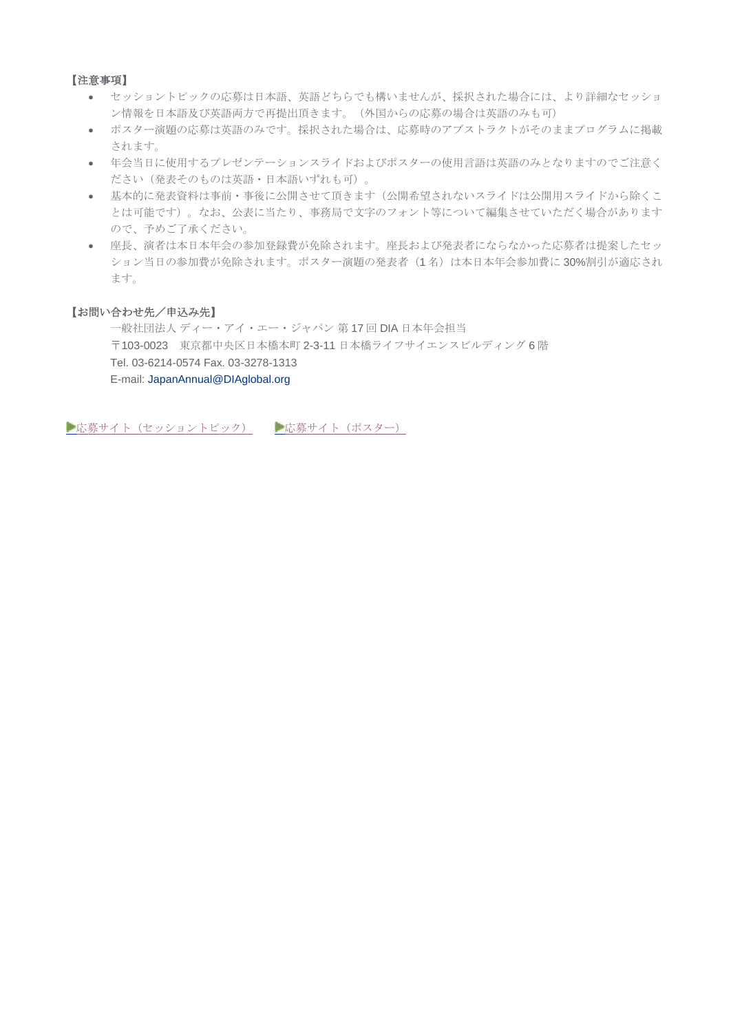【注意事項】

- セッショントピックの応募は日本語、英語どちらでも構いませんが、採択された場合には、より詳細なセッション情報を日本語及び英語両方で再提出頂きます。（外国からの応募の場合は英語のみも可）
- ポスター演題の応募は英語のみです。採択された場合は、応募時のアブストラクトがそのままプログラムに掲載されます。
- 年会当日に使用するプレゼンテーションスライドおよびポスターの使用言語は英語のみとなりますのでご注意ください（発表そのものは英語・日本語いずれも可）。
- 基本的に発表資料は事前・事後に公開させて頂きます（公開希望されないスライドは公開用スライドから除くことは可能です）。なお、公表に当たり、事務局で文字のフォント等について編集させていただく場合がありますので、予めご了承ください。
- 座長、演者は本日本年会の参加登録費が免除されます。座長および発表者にならなかった応募者は提案したセッション当日の参加費が免除されます。ポスター演題の発表者（1 名）は本日本年会参加費に 30%割引が適応されます。

【お問い合わせ先／申込み先】

一般社団法人 ディー・アイ・エー・ジャパン 第 17 回 DIA 日本年会担当
〒103-0023　東京都中央区日本橋本町 2-3-11 日本橋ライフサイエンスビルディング 6 階
Tel. 03-6214-0574 Fax. 03-3278-1313
E-mail: JapanAnnual@DIAglobal.org

▶応募サイト（セッショントピック）　▶応募サイト（ポスター）